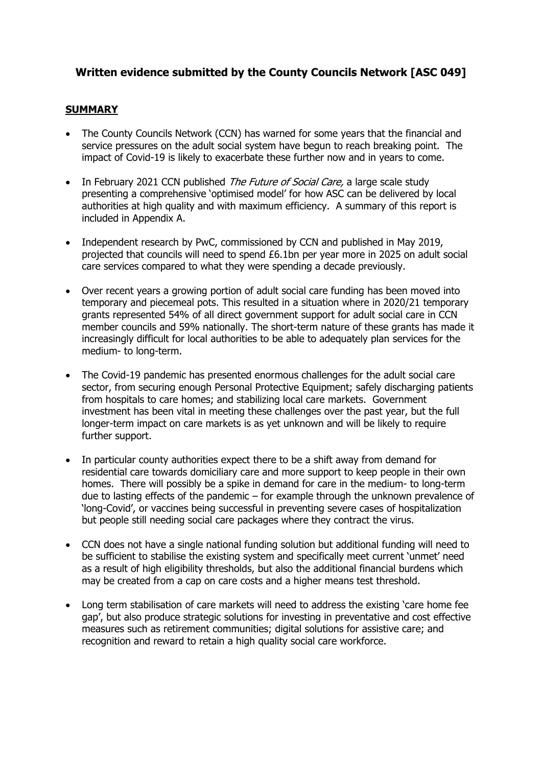# Written evidence submitted by the County Councils Network [ASC 049]

## SUMMARY

- The County Councils Network (CCN) has warned for some years that the financial and service pressures on the adult social system have begun to reach breaking point. The impact of Covid-19 is likely to exacerbate these further now and in years to come.

- In February 2021 CCN published *The Future of Social Care,* a large scale study presenting a comprehensive 'optimised model' for how ASC can be delivered by local authorities at high quality and with maximum efficiency. A summary of this report is included in Appendix A.

- Independent research by PwC, commissioned by CCN and published in May 2019, projected that councils will need to spend £6.1bn per year more in 2025 on adult social care services compared to what they were spending a decade previously.

- Over recent years a growing portion of adult social care funding has been moved into temporary and piecemeal pots. This resulted in a situation where in 2020/21 temporary grants represented 54% of all direct government support for adult social care in CCN member councils and 59% nationally. The short-term nature of these grants has made it increasingly difficult for local authorities to be able to adequately plan services for the medium- to long-term.

- The Covid-19 pandemic has presented enormous challenges for the adult social care sector, from securing enough Personal Protective Equipment; safely discharging patients from hospitals to care homes; and stabilizing local care markets. Government investment has been vital in meeting these challenges over the past year, but the full longer-term impact on care markets is as yet unknown and will be likely to require further support.

- In particular county authorities expect there to be a shift away from demand for residential care towards domiciliary care and more support to keep people in their own homes. There will possibly be a spike in demand for care in the medium- to long-term due to lasting effects of the pandemic – for example through the unknown prevalence of 'long-Covid', or vaccines being successful in preventing severe cases of hospitalization but people still needing social care packages where they contract the virus.

- CCN does not have a single national funding solution but additional funding will need to be sufficient to stabilise the existing system and specifically meet current 'unmet' need as a result of high eligibility thresholds, but also the additional financial burdens which may be created from a cap on care costs and a higher means test threshold.

- Long term stabilisation of care markets will need to address the existing 'care home fee gap', but also produce strategic solutions for investing in preventative and cost effective measures such as retirement communities; digital solutions for assistive care; and recognition and reward to retain a high quality social care workforce.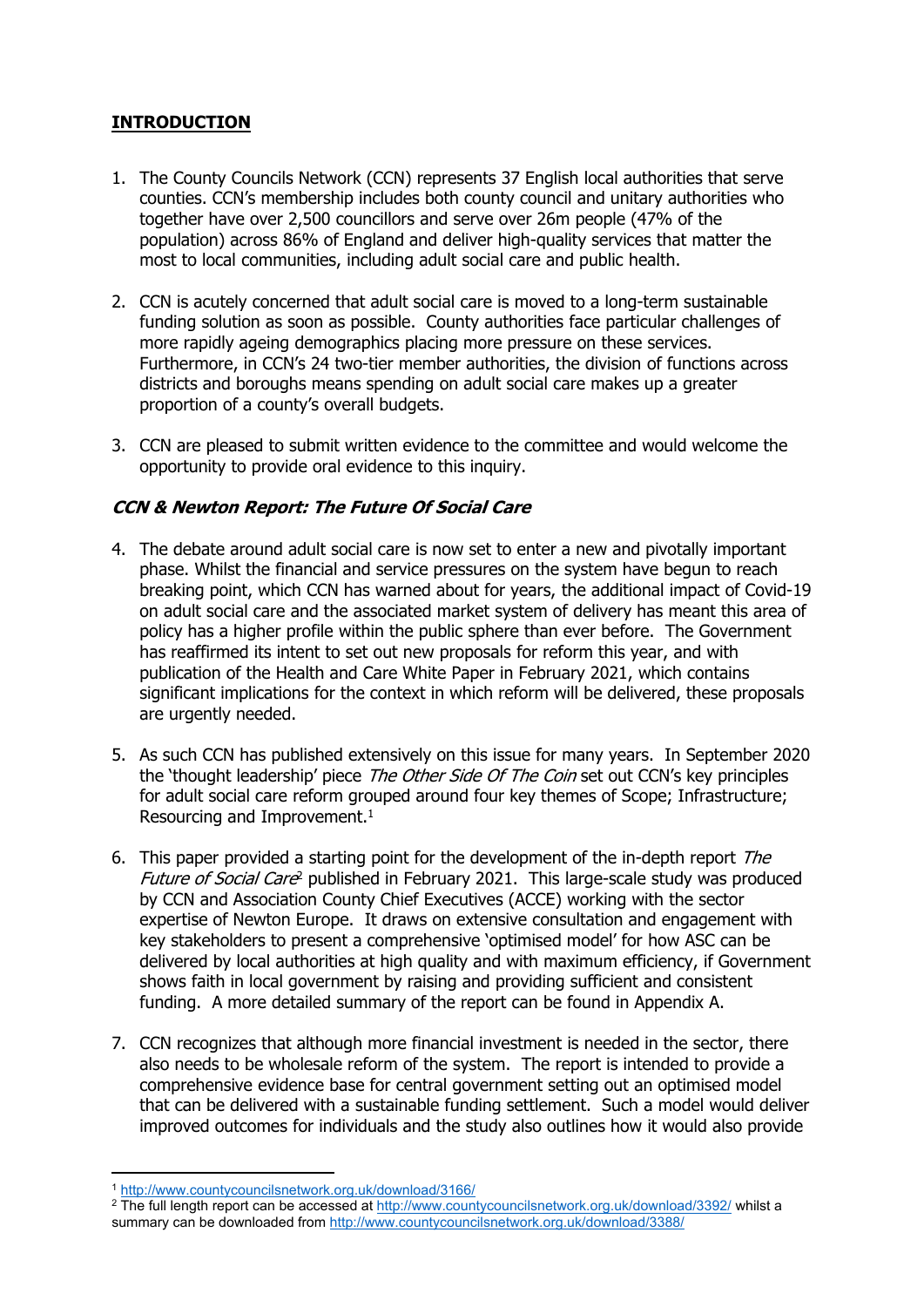## INTRODUCTION

1. The County Councils Network (CCN) represents 37 English local authorities that serve counties. CCN's membership includes both county council and unitary authorities who together have over 2,500 councillors and serve over 26m people (47% of the population) across 86% of England and deliver high-quality services that matter the most to local communities, including adult social care and public health.

2. CCN is acutely concerned that adult social care is moved to a long-term sustainable funding solution as soon as possible. County authorities face particular challenges of more rapidly ageing demographics placing more pressure on these services. Furthermore, in CCN's 24 two-tier member authorities, the division of functions across districts and boroughs means spending on adult social care makes up a greater proportion of a county's overall budgets.

3. CCN are pleased to submit written evidence to the committee and would welcome the opportunity to provide oral evidence to this inquiry.

### *CCN & Newton Report: The Future Of Social Care*

4. The debate around adult social care is now set to enter a new and pivotally important phase. Whilst the financial and service pressures on the system have begun to reach breaking point, which CCN has warned about for years, the additional impact of Covid-19 on adult social care and the associated market system of delivery has meant this area of policy has a higher profile within the public sphere than ever before. The Government has reaffirmed its intent to set out new proposals for reform this year, and with publication of the Health and Care White Paper in February 2021, which contains significant implications for the context in which reform will be delivered, these proposals are urgently needed.

5. As such CCN has published extensively on this issue for many years. In September 2020 the 'thought leadership' piece *The Other Side Of The Coin* set out CCN's key principles for adult social care reform grouped around four key themes of Scope; Infrastructure; Resourcing and Improvement.[1]

6. This paper provided a starting point for the development of the in-depth report *The Future of Social Care*[2] published in February 2021. This large-scale study was produced by CCN and Association County Chief Executives (ACCE) working with the sector expertise of Newton Europe. It draws on extensive consultation and engagement with key stakeholders to present a comprehensive 'optimised model' for how ASC can be delivered by local authorities at high quality and with maximum efficiency, if Government shows faith in local government by raising and providing sufficient and consistent funding. A more detailed summary of the report can be found in Appendix A.

7. CCN recognizes that although more financial investment is needed in the sector, there also needs to be wholesale reform of the system. The report is intended to provide a comprehensive evidence base for central government setting out an optimised model that can be delivered with a sustainable funding settlement. Such a model would deliver improved outcomes for individuals and the study also outlines how it would also provide

---

[1] http://www.countycouncilsnetwork.org.uk/download/3166/

[2] The full length report can be accessed at http://www.countycouncilsnetwork.org.uk/download/3392/ whilst a summary can be downloaded from http://www.countycouncilsnetwork.org.uk/download/3388/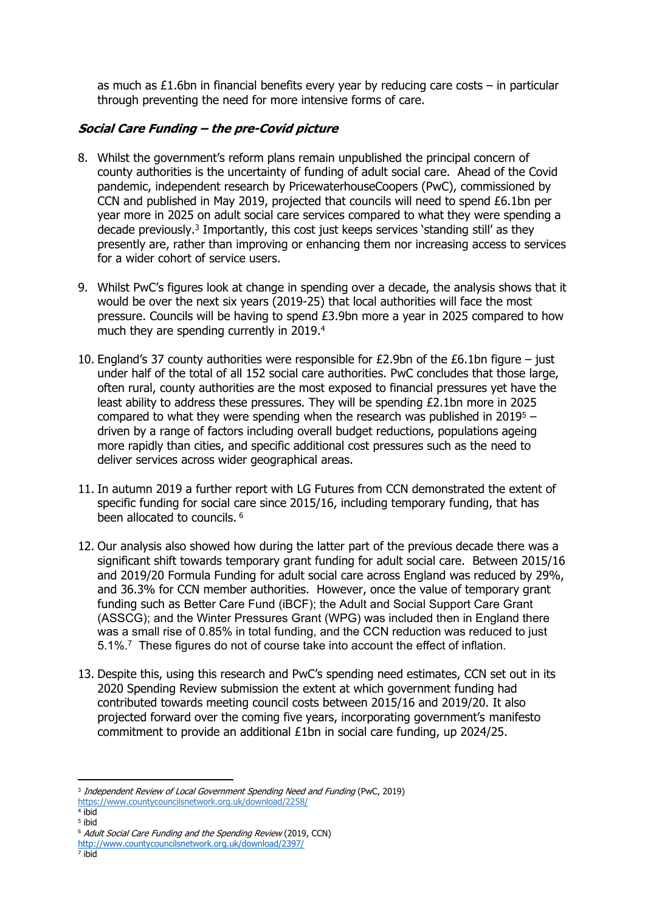as much as £1.6bn in financial benefits every year by reducing care costs – in particular through preventing the need for more intensive forms of care.

### ***Social Care Funding – the pre-Covid picture***

8. Whilst the government's reform plans remain unpublished the principal concern of county authorities is the uncertainty of funding of adult social care. Ahead of the Covid pandemic, independent research by PricewaterhouseCoopers (PwC), commissioned by CCN and published in May 2019, projected that councils will need to spend £6.1bn per year more in 2025 on adult social care services compared to what they were spending a decade previously.[3] Importantly, this cost just keeps services 'standing still' as they presently are, rather than improving or enhancing them nor increasing access to services for a wider cohort of service users.

9. Whilst PwC's figures look at change in spending over a decade, the analysis shows that it would be over the next six years (2019-25) that local authorities will face the most pressure. Councils will be having to spend £3.9bn more a year in 2025 compared to how much they are spending currently in 2019.[4]

10. England's 37 county authorities were responsible for £2.9bn of the £6.1bn figure – just under half of the total of all 152 social care authorities. PwC concludes that those large, often rural, county authorities are the most exposed to financial pressures yet have the least ability to address these pressures. They will be spending £2.1bn more in 2025 compared to what they were spending when the research was published in 2019[5] – driven by a range of factors including overall budget reductions, populations ageing more rapidly than cities, and specific additional cost pressures such as the need to deliver services across wider geographical areas.

11. In autumn 2019 a further report with LG Futures from CCN demonstrated the extent of specific funding for social care since 2015/16, including temporary funding, that has been allocated to councils.[6]

12. Our analysis also showed how during the latter part of the previous decade there was a significant shift towards temporary grant funding for adult social care. Between 2015/16 and 2019/20 Formula Funding for adult social care across England was reduced by 29%, and 36.3% for CCN member authorities. However, once the value of temporary grant funding such as Better Care Fund (iBCF); the Adult and Social Support Care Grant (ASSCG); and the Winter Pressures Grant (WPG) was included then in England there was a small rise of 0.85% in total funding, and the CCN reduction was reduced to just 5.1%.[7] These figures do not of course take into account the effect of inflation.

13. Despite this, using this research and PwC's spending need estimates, CCN set out in its 2020 Spending Review submission the extent at which government funding had contributed towards meeting council costs between 2015/16 and 2019/20. It also projected forward over the coming five years, incorporating government's manifesto commitment to provide an additional £1bn in social care funding, up 2024/25.

---

[3] *Independent Review of Local Government Spending Need and Funding* (PwC, 2019) https://www.countycouncilsnetwork.org.uk/download/2258/

[4] ibid

[5] ibid

[6] *Adult Social Care Funding and the Spending Review* (2019, CCN) http://www.countycouncilsnetwork.org.uk/download/2397/

[7] ibid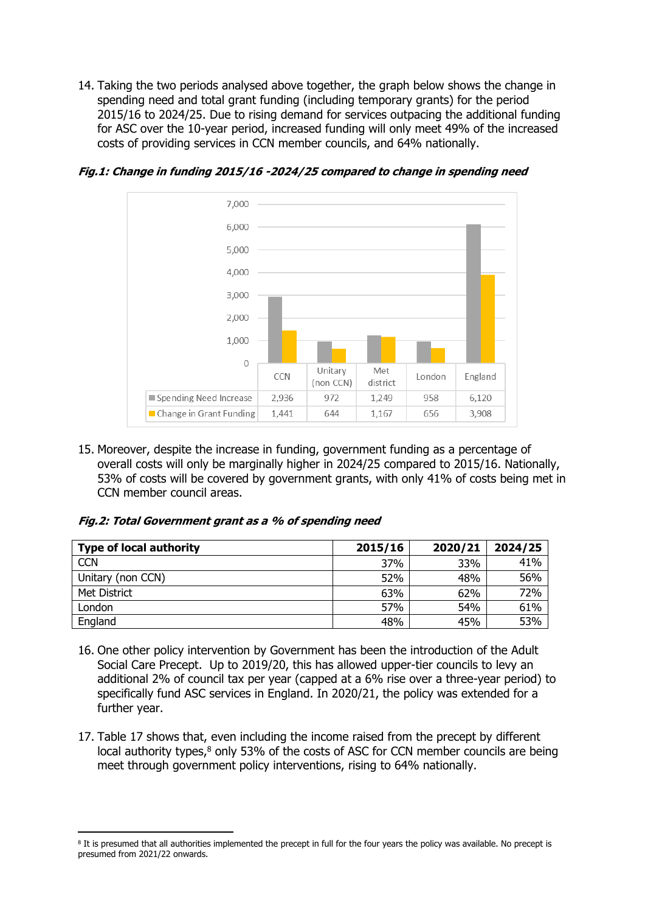14. Taking the two periods analysed above together, the graph below shows the change in spending need and total grant funding (including temporary grants) for the period 2015/16 to 2024/25. Due to rising demand for services outpacing the additional funding for ASC over the 10-year period, increased funding will only meet 49% of the increased costs of providing services in CCN member councils, and 64% nationally.

***Fig.1: Change in funding 2015/16 -2024/25 compared to change in spending need***

| | CCN | Unitary (non CCN) | Met district | London | England |
|---|---|---|---|---|---|
| Spending Need Increase | 2,936 | 972 | 1,249 | 958 | 6,120 |
| Change in Grant Funding | 1,441 | 644 | 1,167 | 656 | 3,908 |

15. Moreover, despite the increase in funding, government funding as a percentage of overall costs will only be marginally higher in 2024/25 compared to 2015/16. Nationally, 53% of costs will be covered by government grants, with only 41% of costs being met in CCN member council areas.

***Fig.2: Total Government grant as a % of spending need***

| Type of local authority | 2015/16 | 2020/21 | 2024/25 |
|---|---|---|---|
| CCN | 37% | 33% | 41% |
| Unitary (non CCN) | 52% | 48% | 56% |
| Met District | 63% | 62% | 72% |
| London | 57% | 54% | 61% |
| England | 48% | 45% | 53% |

16. One other policy intervention by Government has been the introduction of the Adult Social Care Precept. Up to 2019/20, this has allowed upper-tier councils to levy an additional 2% of council tax per year (capped at a 6% rise over a three-year period) to specifically fund ASC services in England. In 2020/21, the policy was extended for a further year.

17. Table 17 shows that, even including the income raised from the precept by different local authority types,[8] only 53% of the costs of ASC for CCN member councils are being meet through government policy interventions, rising to 64% nationally.

[8] It is presumed that all authorities implemented the precept in full for the four years the policy was available. No precept is presumed from 2021/22 onwards.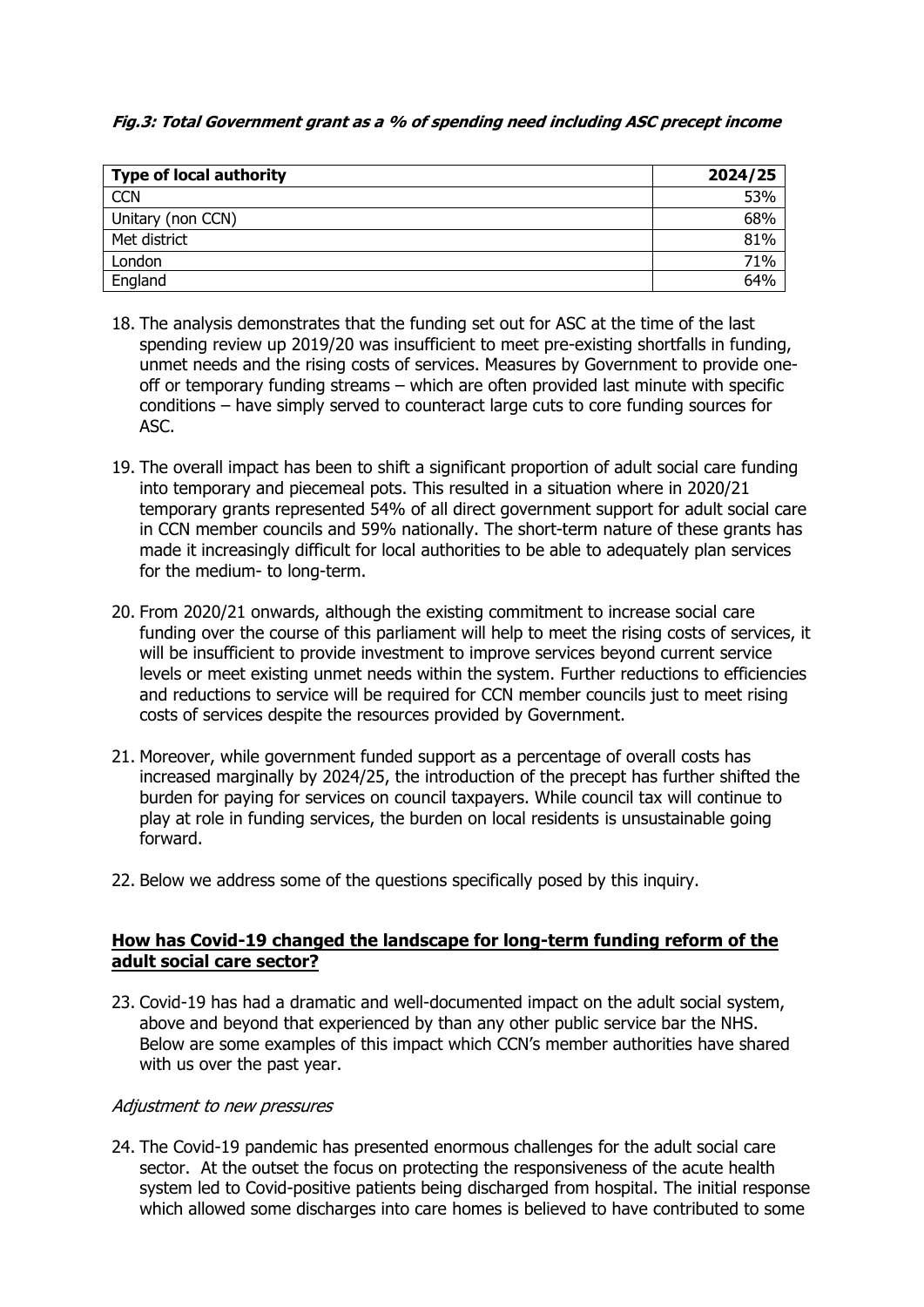***Fig.3: Total Government grant as a % of spending need including ASC precept income***

| Type of local authority | 2024/25 |
| --- | ---: |
| CCN | 53% |
| Unitary (non CCN) | 68% |
| Met district | 81% |
| London | 71% |
| England | 64% |

18. The analysis demonstrates that the funding set out for ASC at the time of the last spending review up 2019/20 was insufficient to meet pre-existing shortfalls in funding, unmet needs and the rising costs of services. Measures by Government to provide one-off or temporary funding streams – which are often provided last minute with specific conditions – have simply served to counteract large cuts to core funding sources for ASC.

19. The overall impact has been to shift a significant proportion of adult social care funding into temporary and piecemeal pots. This resulted in a situation where in 2020/21 temporary grants represented 54% of all direct government support for adult social care in CCN member councils and 59% nationally. The short-term nature of these grants has made it increasingly difficult for local authorities to be able to adequately plan services for the medium- to long-term.

20. From 2020/21 onwards, although the existing commitment to increase social care funding over the course of this parliament will help to meet the rising costs of services, it will be insufficient to provide investment to improve services beyond current service levels or meet existing unmet needs within the system. Further reductions to efficiencies and reductions to service will be required for CCN member councils just to meet rising costs of services despite the resources provided by Government.

21. Moreover, while government funded support as a percentage of overall costs has increased marginally by 2024/25, the introduction of the precept has further shifted the burden for paying for services on council taxpayers. While council tax will continue to play at role in funding services, the burden on local residents is unsustainable going forward.

22. Below we address some of the questions specifically posed by this inquiry.

## **<u>How has Covid-19 changed the landscape for long-term funding reform of the adult social care sector?</u>**

23. Covid-19 has had a dramatic and well-documented impact on the adult social system, above and beyond that experienced by than any other public service bar the NHS. Below are some examples of this impact which CCN's member authorities have shared with us over the past year.

*Adjustment to new pressures*

24. The Covid-19 pandemic has presented enormous challenges for the adult social care sector. At the outset the focus on protecting the responsiveness of the acute health system led to Covid-positive patients being discharged from hospital. The initial response which allowed some discharges into care homes is believed to have contributed to some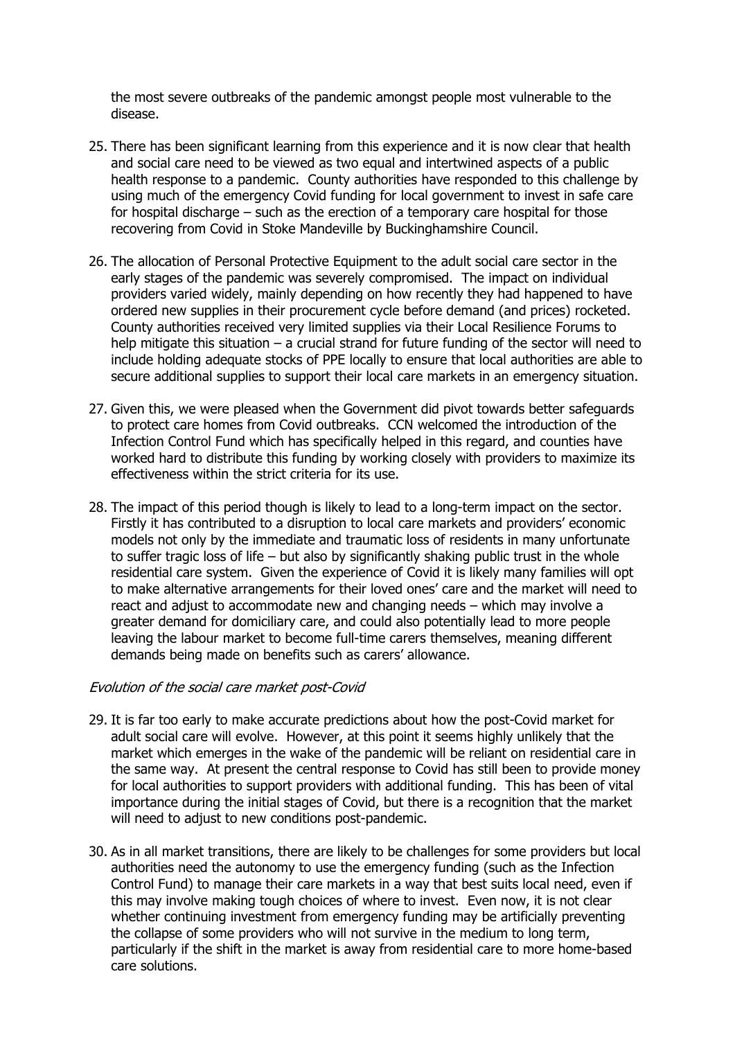the most severe outbreaks of the pandemic amongst people most vulnerable to the disease.

25. There has been significant learning from this experience and it is now clear that health and social care need to be viewed as two equal and intertwined aspects of a public health response to a pandemic. County authorities have responded to this challenge by using much of the emergency Covid funding for local government to invest in safe care for hospital discharge – such as the erection of a temporary care hospital for those recovering from Covid in Stoke Mandeville by Buckinghamshire Council.

26. The allocation of Personal Protective Equipment to the adult social care sector in the early stages of the pandemic was severely compromised. The impact on individual providers varied widely, mainly depending on how recently they had happened to have ordered new supplies in their procurement cycle before demand (and prices) rocketed. County authorities received very limited supplies via their Local Resilience Forums to help mitigate this situation – a crucial strand for future funding of the sector will need to include holding adequate stocks of PPE locally to ensure that local authorities are able to secure additional supplies to support their local care markets in an emergency situation.

27. Given this, we were pleased when the Government did pivot towards better safeguards to protect care homes from Covid outbreaks. CCN welcomed the introduction of the Infection Control Fund which has specifically helped in this regard, and counties have worked hard to distribute this funding by working closely with providers to maximize its effectiveness within the strict criteria for its use.

28. The impact of this period though is likely to lead to a long-term impact on the sector. Firstly it has contributed to a disruption to local care markets and providers' economic models not only by the immediate and traumatic loss of residents in many unfortunate to suffer tragic loss of life – but also by significantly shaking public trust in the whole residential care system. Given the experience of Covid it is likely many families will opt to make alternative arrangements for their loved ones' care and the market will need to react and adjust to accommodate new and changing needs – which may involve a greater demand for domiciliary care, and could also potentially lead to more people leaving the labour market to become full-time carers themselves, meaning different demands being made on benefits such as carers' allowance.

*Evolution of the social care market post-Covid*

29. It is far too early to make accurate predictions about how the post-Covid market for adult social care will evolve. However, at this point it seems highly unlikely that the market which emerges in the wake of the pandemic will be reliant on residential care in the same way. At present the central response to Covid has still been to provide money for local authorities to support providers with additional funding. This has been of vital importance during the initial stages of Covid, but there is a recognition that the market will need to adjust to new conditions post-pandemic.

30. As in all market transitions, there are likely to be challenges for some providers but local authorities need the autonomy to use the emergency funding (such as the Infection Control Fund) to manage their care markets in a way that best suits local need, even if this may involve making tough choices of where to invest. Even now, it is not clear whether continuing investment from emergency funding may be artificially preventing the collapse of some providers who will not survive in the medium to long term, particularly if the shift in the market is away from residential care to more home-based care solutions.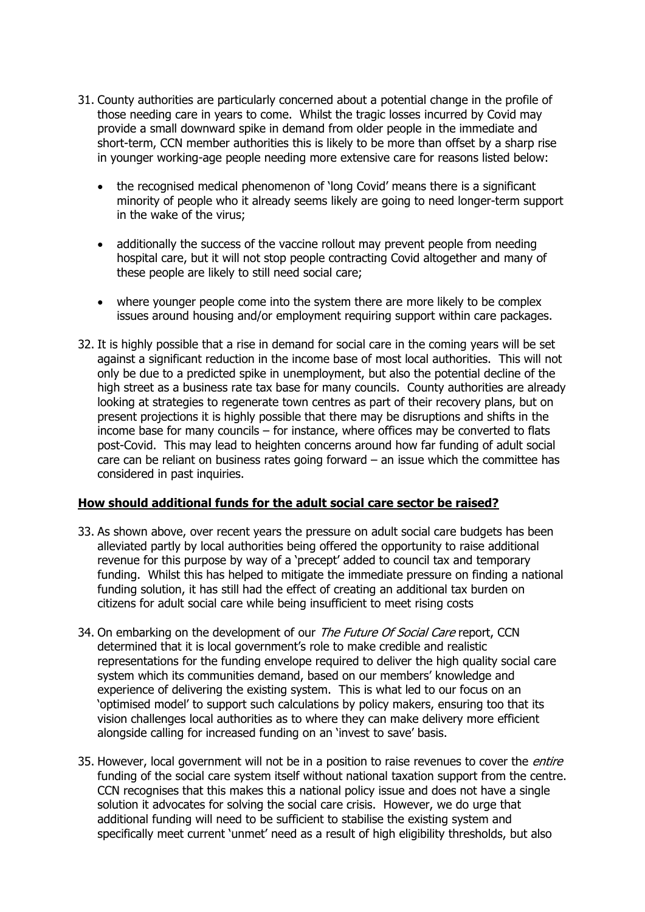31. County authorities are particularly concerned about a potential change in the profile of those needing care in years to come. Whilst the tragic losses incurred by Covid may provide a small downward spike in demand from older people in the immediate and short-term, CCN member authorities this is likely to be more than offset by a sharp rise in younger working-age people needing more extensive care for reasons listed below:

    - the recognised medical phenomenon of 'long Covid' means there is a significant minority of people who it already seems likely are going to need longer-term support in the wake of the virus;

    - additionally the success of the vaccine rollout may prevent people from needing hospital care, but it will not stop people contracting Covid altogether and many of these people are likely to still need social care;

    - where younger people come into the system there are more likely to be complex issues around housing and/or employment requiring support within care packages.

32. It is highly possible that a rise in demand for social care in the coming years will be set against a significant reduction in the income base of most local authorities. This will not only be due to a predicted spike in unemployment, but also the potential decline of the high street as a business rate tax base for many councils. County authorities are already looking at strategies to regenerate town centres as part of their recovery plans, but on present projections it is highly possible that there may be disruptions and shifts in the income base for many councils – for instance, where offices may be converted to flats post-Covid. This may lead to heighten concerns around how far funding of adult social care can be reliant on business rates going forward – an issue which the committee has considered in past inquiries.

## **How should additional funds for the adult social care sector be raised?**

33. As shown above, over recent years the pressure on adult social care budgets has been alleviated partly by local authorities being offered the opportunity to raise additional revenue for this purpose by way of a 'precept' added to council tax and temporary funding. Whilst this has helped to mitigate the immediate pressure on finding a national funding solution, it has still had the effect of creating an additional tax burden on citizens for adult social care while being insufficient to meet rising costs

34. On embarking on the development of our *The Future Of Social Care* report, CCN determined that it is local government's role to make credible and realistic representations for the funding envelope required to deliver the high quality social care system which its communities demand, based on our members' knowledge and experience of delivering the existing system. This is what led to our focus on an 'optimised model' to support such calculations by policy makers, ensuring too that its vision challenges local authorities as to where they can make delivery more efficient alongside calling for increased funding on an 'invest to save' basis.

35. However, local government will not be in a position to raise revenues to cover the *entire* funding of the social care system itself without national taxation support from the centre. CCN recognises that this makes this a national policy issue and does not have a single solution it advocates for solving the social care crisis. However, we do urge that additional funding will need to be sufficient to stabilise the existing system and specifically meet current 'unmet' need as a result of high eligibility thresholds, but also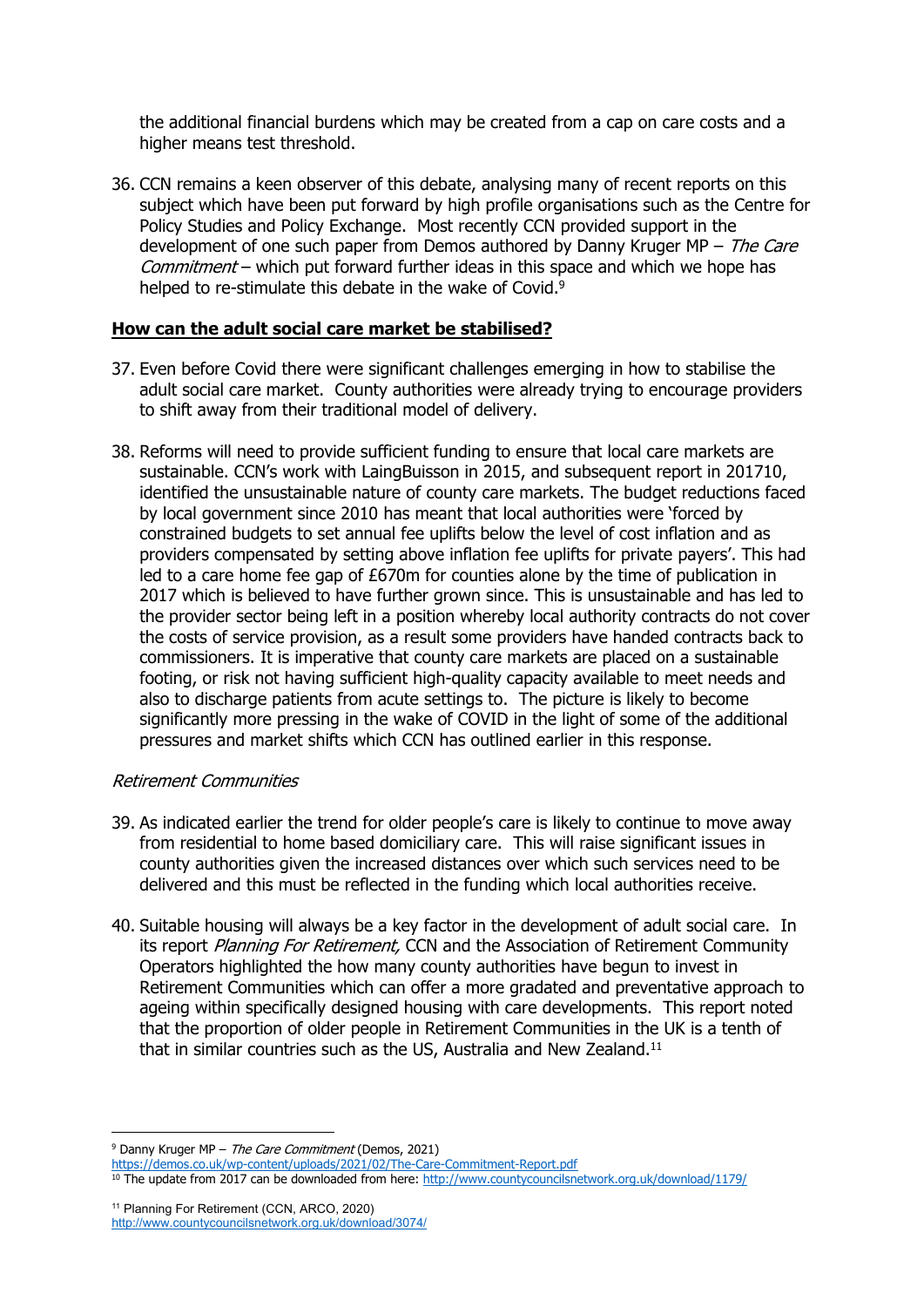the additional financial burdens which may be created from a cap on care costs and a higher means test threshold.

36. CCN remains a keen observer of this debate, analysing many of recent reports on this subject which have been put forward by high profile organisations such as the Centre for Policy Studies and Policy Exchange. Most recently CCN provided support in the development of one such paper from Demos authored by Danny Kruger MP – *The Care Commitment* – which put forward further ideas in this space and which we hope has helped to re-stimulate this debate in the wake of Covid.[9]

**How can the adult social care market be stabilised?**

37. Even before Covid there were significant challenges emerging in how to stabilise the adult social care market. County authorities were already trying to encourage providers to shift away from their traditional model of delivery.

38. Reforms will need to provide sufficient funding to ensure that local care markets are sustainable. CCN's work with LaingBuisson in 2015, and subsequent report in 2017[10], identified the unsustainable nature of county care markets. The budget reductions faced by local government since 2010 has meant that local authorities were 'forced by constrained budgets to set annual fee uplifts below the level of cost inflation and as providers compensated by setting above inflation fee uplifts for private payers'. This had led to a care home fee gap of £670m for counties alone by the time of publication in 2017 which is believed to have further grown since. This is unsustainable and has led to the provider sector being left in a position whereby local authority contracts do not cover the costs of service provision, as a result some providers have handed contracts back to commissioners. It is imperative that county care markets are placed on a sustainable footing, or risk not having sufficient high-quality capacity available to meet needs and also to discharge patients from acute settings to. The picture is likely to become significantly more pressing in the wake of COVID in the light of some of the additional pressures and market shifts which CCN has outlined earlier in this response.

*Retirement Communities*

39. As indicated earlier the trend for older people's care is likely to continue to move away from residential to home based domiciliary care. This will raise significant issues in county authorities given the increased distances over which such services need to be delivered and this must be reflected in the funding which local authorities receive.

40. Suitable housing will always be a key factor in the development of adult social care. In its report *Planning For Retirement,* CCN and the Association of Retirement Community Operators highlighted the how many county authorities have begun to invest in Retirement Communities which can offer a more gradated and preventative approach to ageing within specifically designed housing with care developments. This report noted that the proportion of older people in Retirement Communities in the UK is a tenth of that in similar countries such as the US, Australia and New Zealand.[11]

---

[9] Danny Kruger MP – *The Care Commitment* (Demos, 2021) https://demos.co.uk/wp-content/uploads/2021/02/The-Care-Commitment-Report.pdf

[10] The update from 2017 can be downloaded from here: http://www.countycouncilsnetwork.org.uk/download/1179/

[11] Planning For Retirement (CCN, ARCO, 2020) http://www.countycouncilsnetwork.org.uk/download/3074/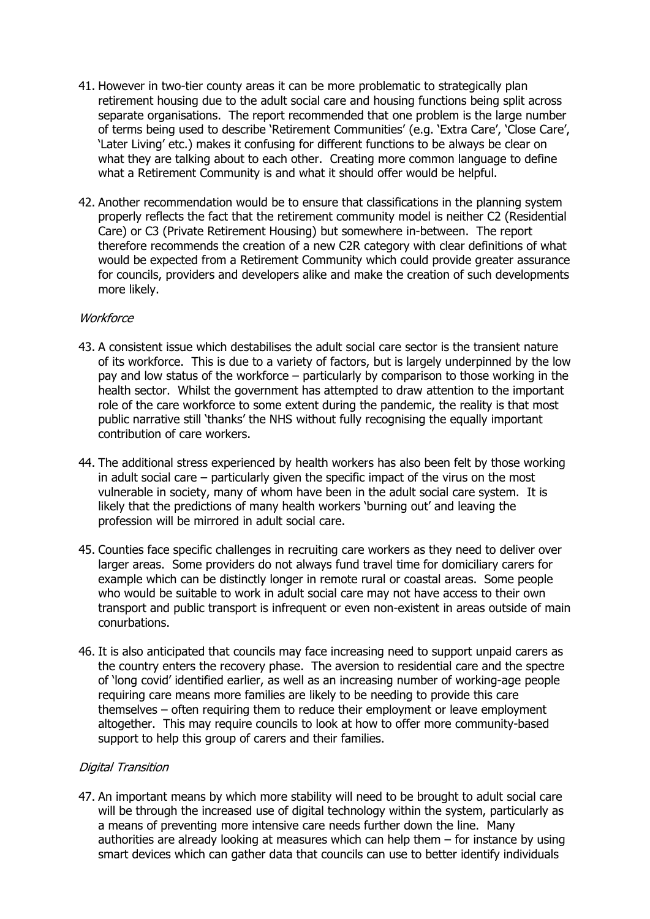41. However in two-tier county areas it can be more problematic to strategically plan retirement housing due to the adult social care and housing functions being split across separate organisations. The report recommended that one problem is the large number of terms being used to describe 'Retirement Communities' (e.g. 'Extra Care', 'Close Care', 'Later Living' etc.) makes it confusing for different functions to be always be clear on what they are talking about to each other. Creating more common language to define what a Retirement Community is and what it should offer would be helpful.

42. Another recommendation would be to ensure that classifications in the planning system properly reflects the fact that the retirement community model is neither C2 (Residential Care) or C3 (Private Retirement Housing) but somewhere in-between. The report therefore recommends the creation of a new C2R category with clear definitions of what would be expected from a Retirement Community which could provide greater assurance for councils, providers and developers alike and make the creation of such developments more likely.

*Workforce*

43. A consistent issue which destabilises the adult social care sector is the transient nature of its workforce. This is due to a variety of factors, but is largely underpinned by the low pay and low status of the workforce – particularly by comparison to those working in the health sector. Whilst the government has attempted to draw attention to the important role of the care workforce to some extent during the pandemic, the reality is that most public narrative still 'thanks' the NHS without fully recognising the equally important contribution of care workers.

44. The additional stress experienced by health workers has also been felt by those working in adult social care – particularly given the specific impact of the virus on the most vulnerable in society, many of whom have been in the adult social care system. It is likely that the predictions of many health workers 'burning out' and leaving the profession will be mirrored in adult social care.

45. Counties face specific challenges in recruiting care workers as they need to deliver over larger areas. Some providers do not always fund travel time for domiciliary carers for example which can be distinctly longer in remote rural or coastal areas. Some people who would be suitable to work in adult social care may not have access to their own transport and public transport is infrequent or even non-existent in areas outside of main conurbations.

46. It is also anticipated that councils may face increasing need to support unpaid carers as the country enters the recovery phase. The aversion to residential care and the spectre of 'long covid' identified earlier, as well as an increasing number of working-age people requiring care means more families are likely to be needing to provide this care themselves – often requiring them to reduce their employment or leave employment altogether. This may require councils to look at how to offer more community-based support to help this group of carers and their families.

*Digital Transition*

47. An important means by which more stability will need to be brought to adult social care will be through the increased use of digital technology within the system, particularly as a means of preventing more intensive care needs further down the line. Many authorities are already looking at measures which can help them – for instance by using smart devices which can gather data that councils can use to better identify individuals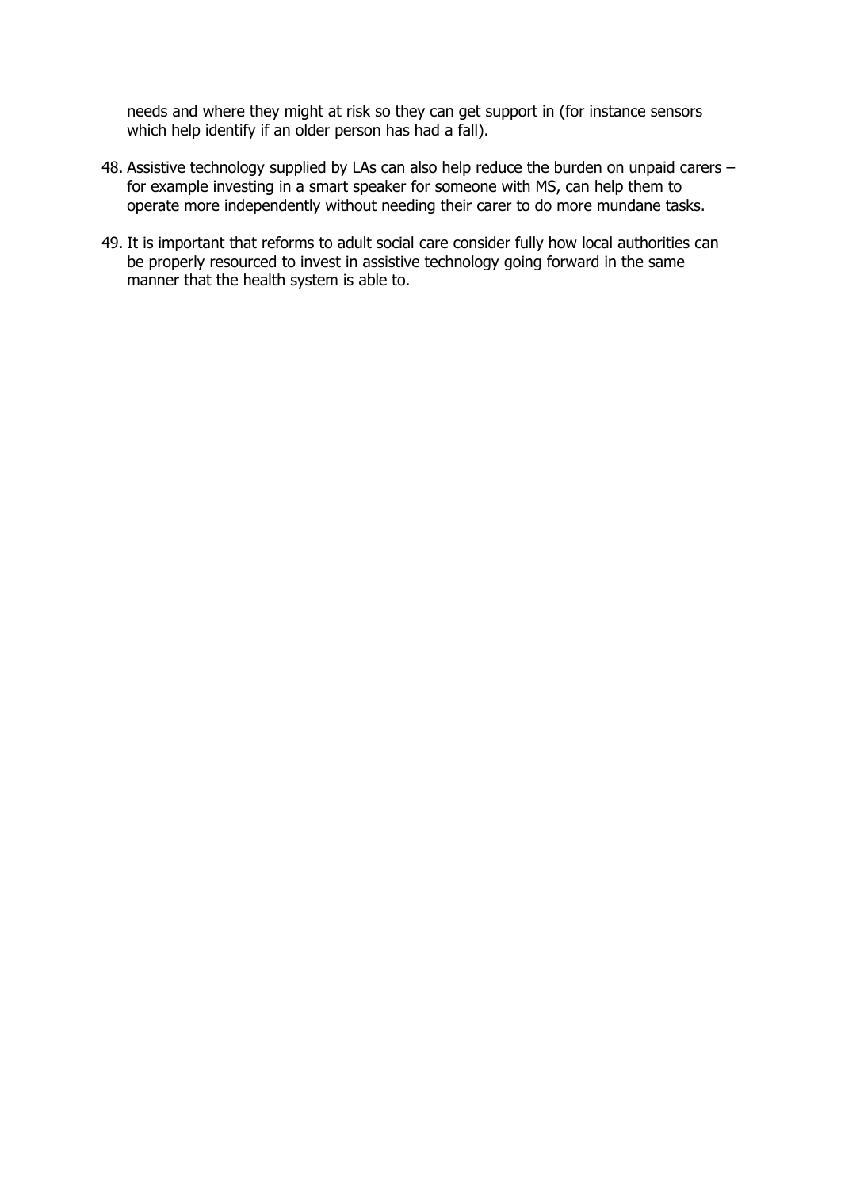needs and where they might at risk so they can get support in (for instance sensors which help identify if an older person has had a fall).

48. Assistive technology supplied by LAs can also help reduce the burden on unpaid carers – for example investing in a smart speaker for someone with MS, can help them to operate more independently without needing their carer to do more mundane tasks.

49. It is important that reforms to adult social care consider fully how local authorities can be properly resourced to invest in assistive technology going forward in the same manner that the health system is able to.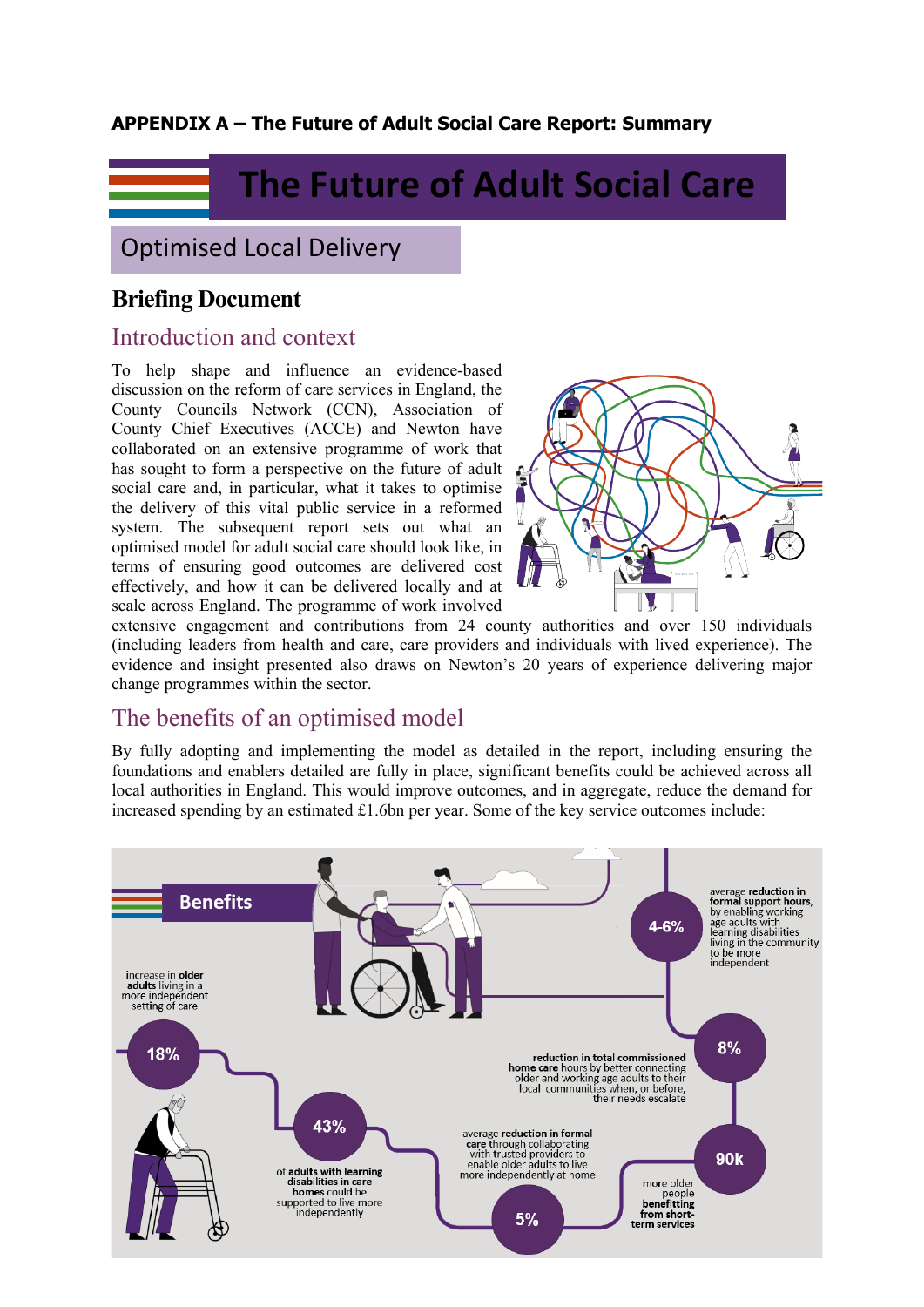**APPENDIX A – The Future of Adult Social Care Report: Summary**

# The Future of Adult Social Care

## Optimised Local Delivery

## Briefing Document

### Introduction and context

To help shape and influence an evidence-based discussion on the reform of care services in England, the County Councils Network (CCN), Association of County Chief Executives (ACCE) and Newton have collaborated on an extensive programme of work that has sought to form a perspective on the future of adult social care and, in particular, what it takes to optimise the delivery of this vital public service in a reformed system. The subsequent report sets out what an optimised model for adult social care should look like, in terms of ensuring good outcomes are delivered cost effectively, and how it can be delivered locally and at scale across England. The programme of work involved extensive engagement and contributions from 24 county authorities and over 150 individuals (including leaders from health and care, care providers and individuals with lived experience). The evidence and insight presented also draws on Newton's 20 years of experience delivering major change programmes within the sector.

### The benefits of an optimised model

By fully adopting and implementing the model as detailed in the report, including ensuring the foundations and enablers detailed are fully in place, significant benefits could be achieved across all local authorities in England. This would improve outcomes, and in aggregate, reduce the demand for increased spending by an estimated £1.6bn per year. Some of the key service outcomes include:

**Benefits**

- **18%** increase in **older adults** living in a more independent setting of care
- **43%** of **adults with learning disabilities in care homes** could be supported to live more independently
- **5%** average **reduction in formal care** through collaborating with trusted providers to enable older adults to live more independently at home
- **90k** more older people **benefitting from short-term services**
- **8%** **reduction in total commissioned home care** hours by better connecting older and working age adults to their local communities when, or before, their needs escalate
- **4-6%** average **reduction in formal support hours**, by enabling working age adults with learning disabilities living in the community to be more independent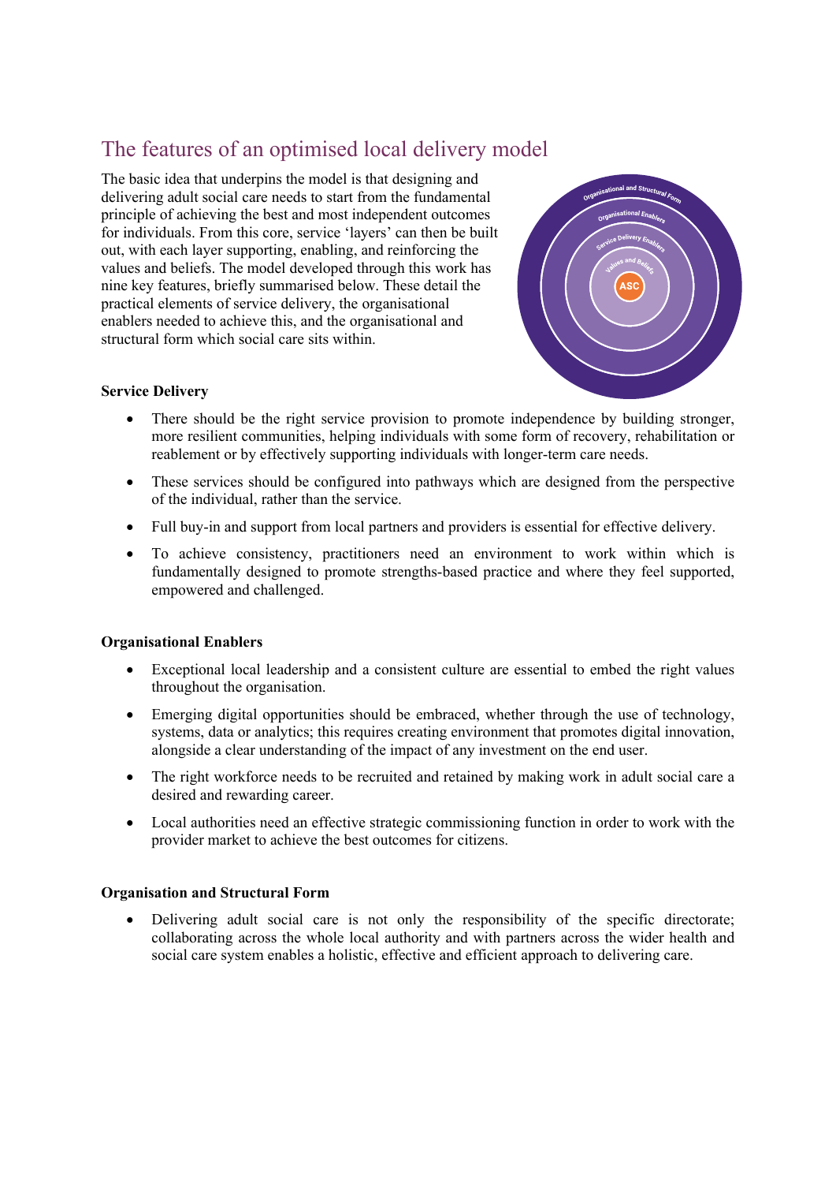## The features of an optimised local delivery model

The basic idea that underpins the model is that designing and delivering adult social care needs to start from the fundamental principle of achieving the best and most independent outcomes for individuals. From this core, service 'layers' can then be built out, with each layer supporting, enabling, and reinforcing the values and beliefs. The model developed through this work has nine key features, briefly summarised below. These detail the practical elements of service delivery, the organisational enablers needed to achieve this, and the organisational and structural form which social care sits within.

**Service Delivery**

- There should be the right service provision to promote independence by building stronger, more resilient communities, helping individuals with some form of recovery, rehabilitation or reablement or by effectively supporting individuals with longer-term care needs.
- These services should be configured into pathways which are designed from the perspective of the individual, rather than the service.
- Full buy-in and support from local partners and providers is essential for effective delivery.
- To achieve consistency, practitioners need an environment to work within which is fundamentally designed to promote strengths-based practice and where they feel supported, empowered and challenged.

**Organisational Enablers**

- Exceptional local leadership and a consistent culture are essential to embed the right values throughout the organisation.
- Emerging digital opportunities should be embraced, whether through the use of technology, systems, data or analytics; this requires creating environment that promotes digital innovation, alongside a clear understanding of the impact of any investment on the end user.
- The right workforce needs to be recruited and retained by making work in adult social care a desired and rewarding career.
- Local authorities need an effective strategic commissioning function in order to work with the provider market to achieve the best outcomes for citizens.

**Organisation and Structural Form**

- Delivering adult social care is not only the responsibility of the specific directorate; collaborating across the whole local authority and with partners across the wider health and social care system enables a holistic, effective and efficient approach to delivering care.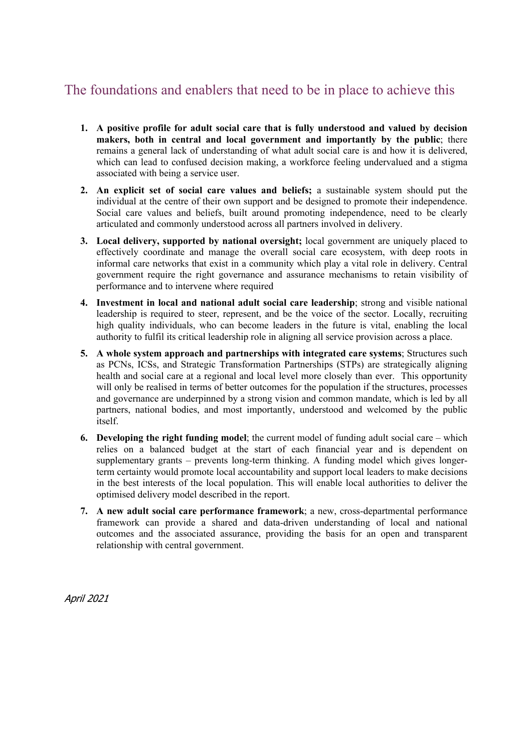## The foundations and enablers that need to be in place to achieve this

1. **A positive profile for adult social care that is fully understood and valued by decision makers, both in central and local government and importantly by the public**; there remains a general lack of understanding of what adult social care is and how it is delivered, which can lead to confused decision making, a workforce feeling undervalued and a stigma associated with being a service user.
2. **An explicit set of social care values and beliefs;** a sustainable system should put the individual at the centre of their own support and be designed to promote their independence. Social care values and beliefs, built around promoting independence, need to be clearly articulated and commonly understood across all partners involved in delivery.
3. **Local delivery, supported by national oversight;** local government are uniquely placed to effectively coordinate and manage the overall social care ecosystem, with deep roots in informal care networks that exist in a community which play a vital role in delivery. Central government require the right governance and assurance mechanisms to retain visibility of performance and to intervene where required
4. **Investment in local and national adult social care leadership**; strong and visible national leadership is required to steer, represent, and be the voice of the sector. Locally, recruiting high quality individuals, who can become leaders in the future is vital, enabling the local authority to fulfil its critical leadership role in aligning all service provision across a place.
5. **A whole system approach and partnerships with integrated care systems**; Structures such as PCNs, ICSs, and Strategic Transformation Partnerships (STPs) are strategically aligning health and social care at a regional and local level more closely than ever. This opportunity will only be realised in terms of better outcomes for the population if the structures, processes and governance are underpinned by a strong vision and common mandate, which is led by all partners, national bodies, and most importantly, understood and welcomed by the public itself.
6. **Developing the right funding model**; the current model of funding adult social care – which relies on a balanced budget at the start of each financial year and is dependent on supplementary grants – prevents long-term thinking. A funding model which gives longer-term certainty would promote local accountability and support local leaders to make decisions in the best interests of the local population. This will enable local authorities to deliver the optimised delivery model described in the report.
7. **A new adult social care performance framework**; a new, cross-departmental performance framework can provide a shared and data-driven understanding of local and national outcomes and the associated assurance, providing the basis for an open and transparent relationship with central government.

*April 2021*